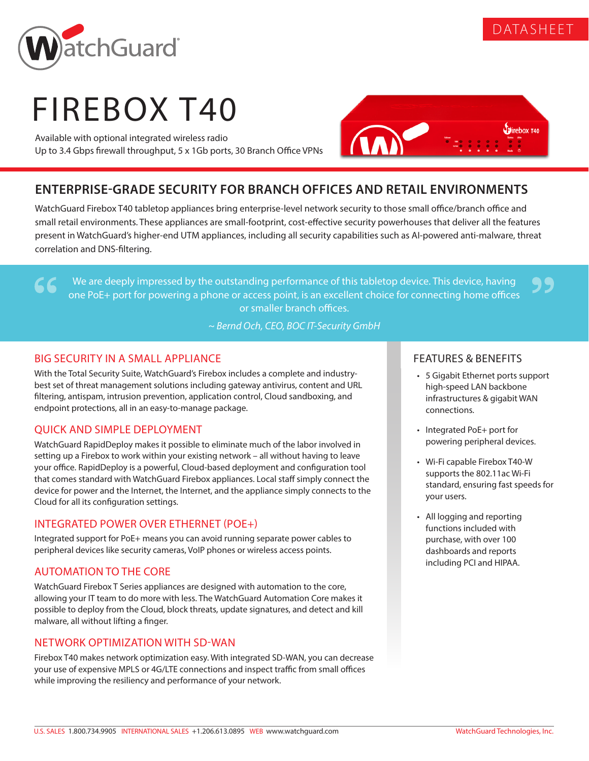DATASHEET

# FIREBOX T40

Available with optional integrated wireless radio
Up to 3.4 Gbps firewall throughput, 5 x 1Gb ports, 30 Branch Office VPNs

## ENTERPRISE-GRADE SECURITY FOR BRANCH OFFICES AND RETAIL ENVIRONMENTS

WatchGuard Firebox T40 tabletop appliances bring enterprise-level network security to those small office/branch office and small retail environments. These appliances are small-footprint, cost-effective security powerhouses that deliver all the features present in WatchGuard's higher-end UTM appliances, including all security capabilities such as AI-powered anti-malware, threat correlation and DNS-filtering.

> "We are deeply impressed by the outstanding performance of this tabletop device. This device, having one PoE+ port for powering a phone or access point, is an excellent choice for connecting home offices or smaller branch offices."
>
> *~ Bernd Och, CEO, BOC IT-Security GmbH*

### BIG SECURITY IN A SMALL APPLIANCE

With the Total Security Suite, WatchGuard's Firebox includes a complete and industry-best set of threat management solutions including gateway antivirus, content and URL filtering, antispam, intrusion prevention, application control, Cloud sandboxing, and endpoint protections, all in an easy-to-manage package.

### QUICK AND SIMPLE DEPLOYMENT

WatchGuard RapidDeploy makes it possible to eliminate much of the labor involved in setting up a Firebox to work within your existing network – all without having to leave your office. RapidDeploy is a powerful, Cloud-based deployment and configuration tool that comes standard with WatchGuard Firebox appliances. Local staff simply connect the device for power and the Internet, the Internet, and the appliance simply connects to the Cloud for all its configuration settings.

### INTEGRATED POWER OVER ETHERNET (POE+)

Integrated support for PoE+ means you can avoid running separate power cables to peripheral devices like security cameras, VoIP phones or wireless access points.

### AUTOMATION TO THE CORE

WatchGuard Firebox T Series appliances are designed with automation to the core, allowing your IT team to do more with less. The WatchGuard Automation Core makes it possible to deploy from the Cloud, block threats, update signatures, and detect and kill malware, all without lifting a finger.

### NETWORK OPTIMIZATION WITH SD-WAN

Firebox T40 makes network optimization easy. With integrated SD-WAN, you can decrease your use of expensive MPLS or 4G/LTE connections and inspect traffic from small offices while improving the resiliency and performance of your network.

### FEATURES & BENEFITS

- 5 Gigabit Ethernet ports support high-speed LAN backbone infrastructures & gigabit WAN connections.
- Integrated PoE+ port for powering peripheral devices.
- Wi-Fi capable Firebox T40-W supports the 802.11ac Wi-Fi standard, ensuring fast speeds for your users.
- All logging and reporting functions included with purchase, with over 100 dashboards and reports including PCI and HIPAA.

U.S. SALES 1.800.734.9905 INTERNATIONAL SALES +1.206.613.0895 WEB www.watchguard.com WatchGuard Technologies, Inc.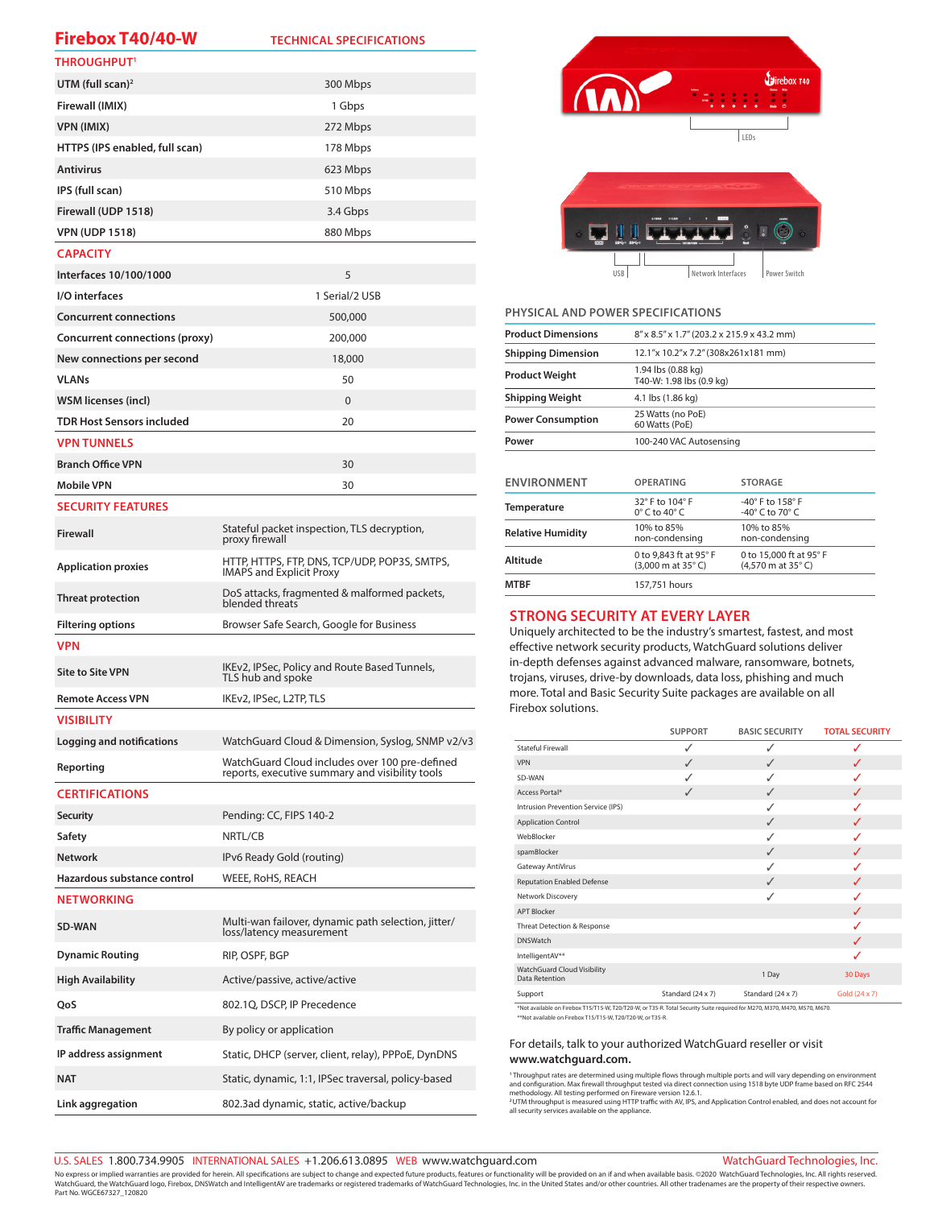# Firebox T40/40-W

## TECHNICAL SPECIFICATIONS

| THROUGHPUT[1] | |
|---|---|
| UTM (full scan)[2] | 300 Mbps |
| Firewall (IMIX) | 1 Gbps |
| VPN (IMIX) | 272 Mbps |
| HTTPS (IPS enabled, full scan) | 178 Mbps |
| Antivirus | 623 Mbps |
| IPS (full scan) | 510 Mbps |
| Firewall (UDP 1518) | 3.4 Gbps |
| VPN (UDP 1518) | 880 Mbps |
| **CAPACITY** | |
| Interfaces 10/100/1000 | 5 |
| I/O interfaces | 1 Serial/2 USB |
| Concurrent connections | 500,000 |
| Concurrent connections (proxy) | 200,000 |
| New connections per second | 18,000 |
| VLANs | 50 |
| WSM licenses (incl) | 0 |
| TDR Host Sensors included | 20 |
| **VPN TUNNELS** | |
| Branch Office VPN | 30 |
| Mobile VPN | 30 |
| **SECURITY FEATURES** | |
| Firewall | Stateful packet inspection, TLS decryption, proxy firewall |
| Application proxies | HTTP, HTTPS, FTP, DNS, TCP/UDP, POP3S, SMTPS, IMAPS and Explicit Proxy |
| Threat protection | DoS attacks, fragmented & malformed packets, blended threats |
| Filtering options | Browser Safe Search, Google for Business |
| **VPN** | |
| Site to Site VPN | IKEv2, IPSec, Policy and Route Based Tunnels, TLS hub and spoke |
| Remote Access VPN | IKEv2, IPSec, L2TP, TLS |
| **VISIBILITY** | |
| Logging and notifications | WatchGuard Cloud & Dimension, Syslog, SNMP v2/v3 |
| Reporting | WatchGuard Cloud includes over 100 pre-defined reports, executive summary and visibility tools |
| **CERTIFICATIONS** | |
| Security | Pending: CC, FIPS 140-2 |
| Safety | NRTL/CB |
| Network | IPv6 Ready Gold (routing) |
| Hazardous substance control | WEEE, RoHS, REACH |
| **NETWORKING** | |
| SD-WAN | Multi-wan failover, dynamic path selection, jitter/loss/latency measurement |
| Dynamic Routing | RIP, OSPF, BGP |
| High Availability | Active/passive, active/active |
| QoS | 802.1Q, DSCP, IP Precedence |
| Traffic Management | By policy or application |
| IP address assignment | Static, DHCP (server, client, relay), PPPoE, DynDNS |
| NAT | Static, dynamic, 1:1, IPSec traversal, policy-based |
| Link aggregation | 802.3ad dynamic, static, active/backup |

LEDs

USB | Network Interfaces | Power Switch

## PHYSICAL AND POWER SPECIFICATIONS

| | |
|---|---|
| Product Dimensions | 8" x 8.5" x 1.7" (203.2 x 215.9 x 43.2 mm) |
| Shipping Dimension | 12.1"x 10.2"x 7.2" (308x261x181 mm) |
| Product Weight | 1.94 lbs (0.88 kg)<br>T40-W: 1.98 lbs (0.9 kg) |
| Shipping Weight | 4.1 lbs (1.86 kg) |
| Power Consumption | 25 Watts (no PoE)<br>60 Watts (PoE) |
| Power | 100-240 VAC Autosensing |

| ENVIRONMENT | OPERATING | STORAGE |
|---|---|---|
| Temperature | 32° F to 104° F<br>0° C to 40° C | -40° F to 158° F<br>-40° C to 70° C |
| Relative Humidity | 10% to 85%<br>non-condensing | 10% to 85%<br>non-condensing |
| Altitude | 0 to 9,843 ft at 95° F<br>(3,000 m at 35° C) | 0 to 15,000 ft at 95° F<br>(4,570 m at 35° C) |
| MTBF | 157,751 hours | |

## STRONG SECURITY AT EVERY LAYER

Uniquely architected to be the industry's smartest, fastest, and most effective network security products, WatchGuard solutions deliver in-depth defenses against advanced malware, ransomware, botnets, trojans, viruses, drive-by downloads, data loss, phishing and much more. Total and Basic Security Suite packages are available on all Firebox solutions.

| | SUPPORT | BASIC SECURITY | TOTAL SECURITY |
|---|---|---|---|
| Stateful Firewall | ✓ | ✓ | ✓ |
| VPN | ✓ | ✓ | ✓ |
| SD-WAN | ✓ | ✓ | ✓ |
| Access Portal* | ✓ | ✓ | ✓ |
| Intrusion Prevention Service (IPS) | | ✓ | ✓ |
| Application Control | | ✓ | ✓ |
| WebBlocker | | ✓ | ✓ |
| spamBlocker | | ✓ | ✓ |
| Gateway AntiVirus | | ✓ | ✓ |
| Reputation Enabled Defense | | ✓ | ✓ |
| Network Discovery | | ✓ | ✓ |
| APT Blocker | | | ✓ |
| Threat Detection & Response | | | ✓ |
| DNSWatch | | | ✓ |
| IntelligentAV** | | | ✓ |
| WatchGuard Cloud Visibility Data Retention | | 1 Day | 30 Days |
| Support | Standard (24 x 7) | Standard (24 x 7) | Gold (24 x 7) |

*Not available on Firebox T15/T15-W, T20/T20-W, or T35-R. Total Security Suite required for M270, M370, M470, M570, M670.
**Not available on Firebox T15/T15-W, T20/T20-W, or T35-R.

For details, talk to your authorized WatchGuard reseller or visit **www.watchguard.com.**

[1] Throughput rates are determined using multiple flows through multiple ports and will vary depending on environment and configuration. Max firewall throughput tested via direct connection using 1518 byte UDP frame based on RFC 2544 methodology. All testing performed on Fireware version 12.6.1.
[2] UTM throughput is measured using HTTP traffic with AV, IPS, and Application Control enabled, and does not account for all security services available on the appliance.

U.S. SALES 1.800.734.9905 INTERNATIONAL SALES +1.206.613.0895 WEB www.watchguard.com WatchGuard Technologies, Inc.

No express or implied warranties are provided for herein. All specifications are subject to change and expected future products, features or functionality will be provided on an if and when available basis. ©2020 WatchGuard Technologies, Inc. All rights reserved. WatchGuard, the WatchGuard logo, Firebox, DNSWatch and IntelligentAV are trademarks or registered trademarks of WatchGuard Technologies, Inc. in the United States and/or other countries. All other tradenames are the property of their respective owners. Part No. WGCE67327_120820